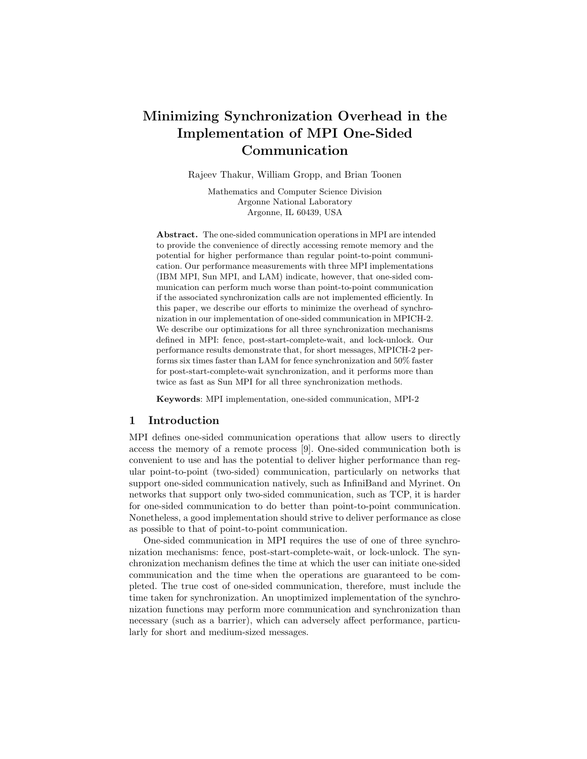# Minimizing Synchronization Overhead in the Implementation of MPI One-Sided Communication

Rajeev Thakur, William Gropp, and Brian Toonen

Mathematics and Computer Science Division
Argonne National Laboratory
Argonne, IL 60439, USA

**Abstract.** The one-sided communication operations in MPI are intended to provide the convenience of directly accessing remote memory and the potential for higher performance than regular point-to-point communication. Our performance measurements with three MPI implementations (IBM MPI, Sun MPI, and LAM) indicate, however, that one-sided communication can perform much worse than point-to-point communication if the associated synchronization calls are not implemented efficiently. In this paper, we describe our efforts to minimize the overhead of synchronization in our implementation of one-sided communication in MPICH-2. We describe our optimizations for all three synchronization mechanisms defined in MPI: fence, post-start-complete-wait, and lock-unlock. Our performance results demonstrate that, for short messages, MPICH-2 performs six times faster than LAM for fence synchronization and 50% faster for post-start-complete-wait synchronization, and it performs more than twice as fast as Sun MPI for all three synchronization methods.

**Keywords**: MPI implementation, one-sided communication, MPI-2

## 1 Introduction

MPI defines one-sided communication operations that allow users to directly access the memory of a remote process [9]. One-sided communication both is convenient to use and has the potential to deliver higher performance than regular point-to-point (two-sided) communication, particularly on networks that support one-sided communication natively, such as InfiniBand and Myrinet. On networks that support only two-sided communication, such as TCP, it is harder for one-sided communication to do better than point-to-point communication. Nonetheless, a good implementation should strive to deliver performance as close as possible to that of point-to-point communication.

One-sided communication in MPI requires the use of one of three synchronization mechanisms: fence, post-start-complete-wait, or lock-unlock. The synchronization mechanism defines the time at which the user can initiate one-sided communication and the time when the operations are guaranteed to be completed. The true cost of one-sided communication, therefore, must include the time taken for synchronization. An unoptimized implementation of the synchronization functions may perform more communication and synchronization than necessary (such as a barrier), which can adversely affect performance, particularly for short and medium-sized messages.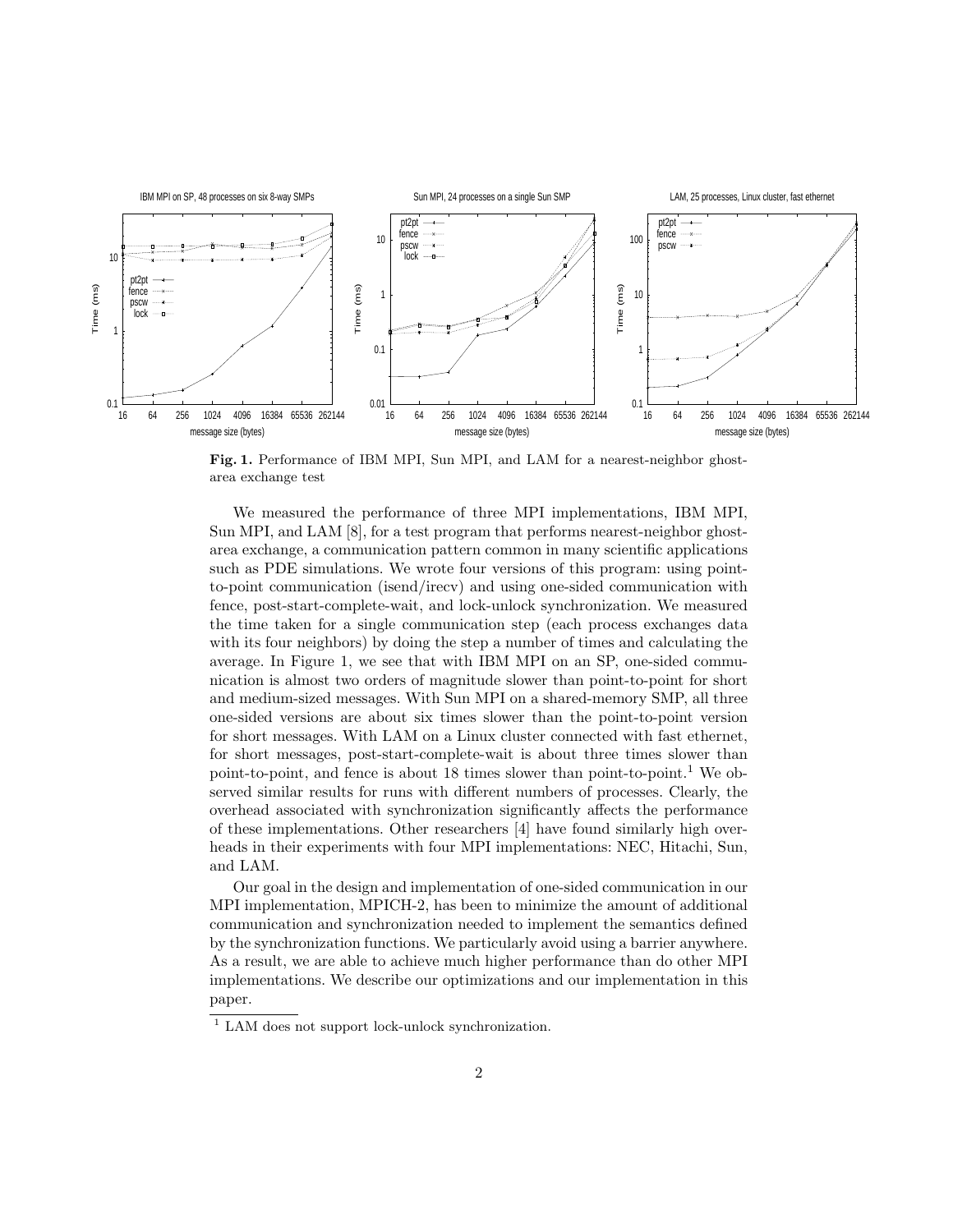**Fig. 1.** Performance of IBM MPI, Sun MPI, and LAM for a nearest-neighbor ghost-area exchange test

We measured the performance of three MPI implementations, IBM MPI, Sun MPI, and LAM [8], for a test program that performs nearest-neighbor ghost-area exchange, a communication pattern common in many scientific applications such as PDE simulations. We wrote four versions of this program: using point-to-point communication (isend/irecv) and using one-sided communication with fence, post-start-complete-wait, and lock-unlock synchronization. We measured the time taken for a single communication step (each process exchanges data with its four neighbors) by doing the step a number of times and calculating the average. In Figure 1, we see that with IBM MPI on an SP, one-sided communication is almost two orders of magnitude slower than point-to-point for short and medium-sized messages. With Sun MPI on a shared-memory SMP, all three one-sided versions are about six times slower than the point-to-point version for short messages. With LAM on a Linux cluster connected with fast ethernet, for short messages, post-start-complete-wait is about three times slower than point-to-point, and fence is about 18 times slower than point-to-point.[1] We observed similar results for runs with different numbers of processes. Clearly, the overhead associated with synchronization significantly affects the performance of these implementations. Other researchers [4] have found similarly high overheads in their experiments with four MPI implementations: NEC, Hitachi, Sun, and LAM.

Our goal in the design and implementation of one-sided communication in our MPI implementation, MPICH-2, has been to minimize the amount of additional communication and synchronization needed to implement the semantics defined by the synchronization functions. We particularly avoid using a barrier anywhere. As a result, we are able to achieve much higher performance than do other MPI implementations. We describe our optimizations and our implementation in this paper.

[1] LAM does not support lock-unlock synchronization.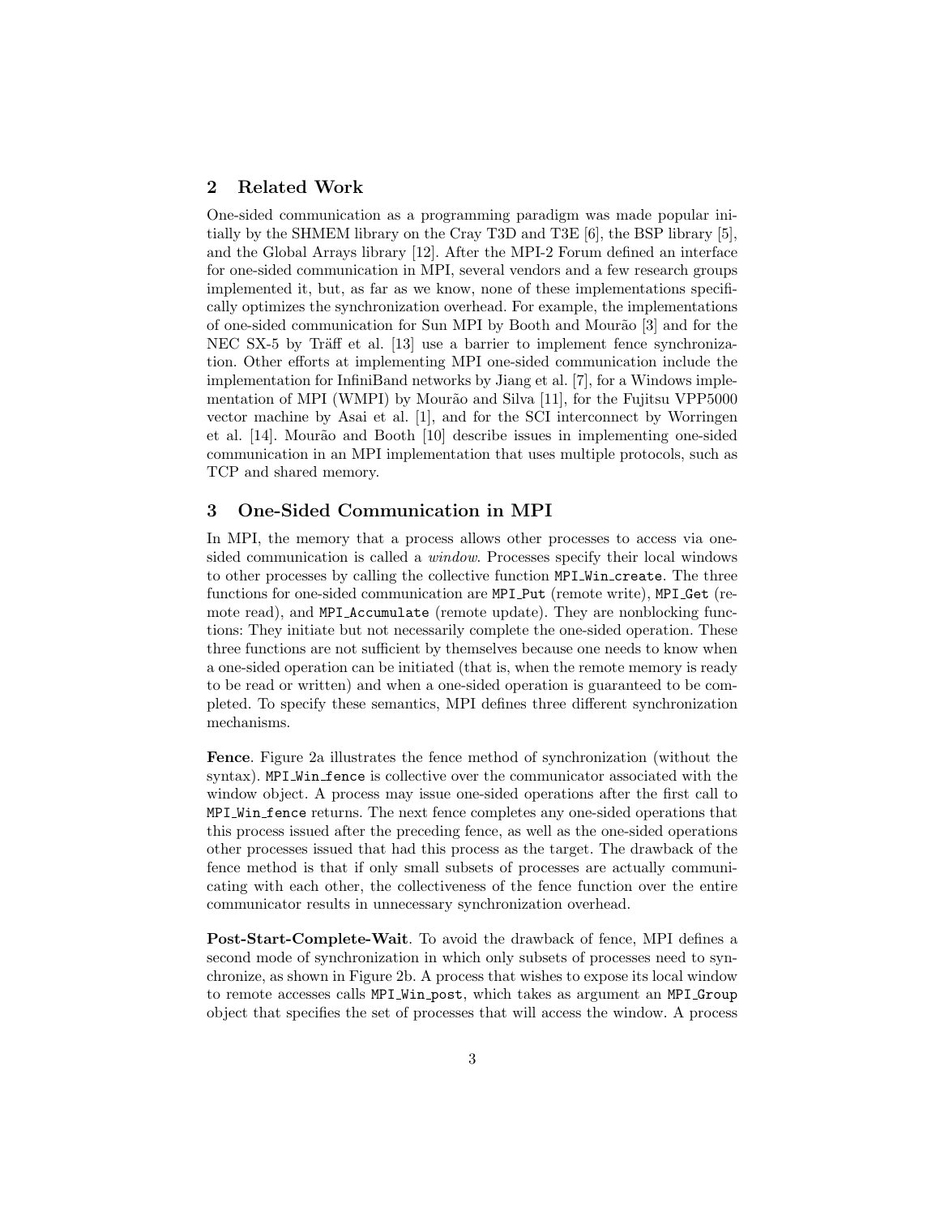## 2 Related Work

One-sided communication as a programming paradigm was made popular initially by the SHMEM library on the Cray T3D and T3E [6], the BSP library [5], and the Global Arrays library [12]. After the MPI-2 Forum defined an interface for one-sided communication in MPI, several vendors and a few research groups implemented it, but, as far as we know, none of these implementations specifically optimizes the synchronization overhead. For example, the implementations of one-sided communication for Sun MPI by Booth and Mourão [3] and for the NEC SX-5 by Träff et al. [13] use a barrier to implement fence synchronization. Other efforts at implementing MPI one-sided communication include the implementation for InfiniBand networks by Jiang et al. [7], for a Windows implementation of MPI (WMPI) by Mourão and Silva [11], for the Fujitsu VPP5000 vector machine by Asai et al. [1], and for the SCI interconnect by Worringen et al. [14]. Mourão and Booth [10] describe issues in implementing one-sided communication in an MPI implementation that uses multiple protocols, such as TCP and shared memory.

## 3 One-Sided Communication in MPI

In MPI, the memory that a process allows other processes to access via one-sided communication is called a *window*. Processes specify their local windows to other processes by calling the collective function `MPI_Win_create`. The three functions for one-sided communication are `MPI_Put` (remote write), `MPI_Get` (remote read), and `MPI_Accumulate` (remote update). They are nonblocking functions: They initiate but not necessarily complete the one-sided operation. These three functions are not sufficient by themselves because one needs to know when a one-sided operation can be initiated (that is, when the remote memory is ready to be read or written) and when a one-sided operation is guaranteed to be completed. To specify these semantics, MPI defines three different synchronization mechanisms.

**Fence**. Figure 2a illustrates the fence method of synchronization (without the syntax). `MPI_Win_fence` is collective over the communicator associated with the window object. A process may issue one-sided operations after the first call to `MPI_Win_fence` returns. The next fence completes any one-sided operations that this process issued after the preceding fence, as well as the one-sided operations other processes issued that had this process as the target. The drawback of the fence method is that if only small subsets of processes are actually communicating with each other, the collectiveness of the fence function over the entire communicator results in unnecessary synchronization overhead.

**Post-Start-Complete-Wait**. To avoid the drawback of fence, MPI defines a second mode of synchronization in which only subsets of processes need to synchronize, as shown in Figure 2b. A process that wishes to expose its local window to remote accesses calls `MPI_Win_post`, which takes as argument an `MPI_Group` object that specifies the set of processes that will access the window. A process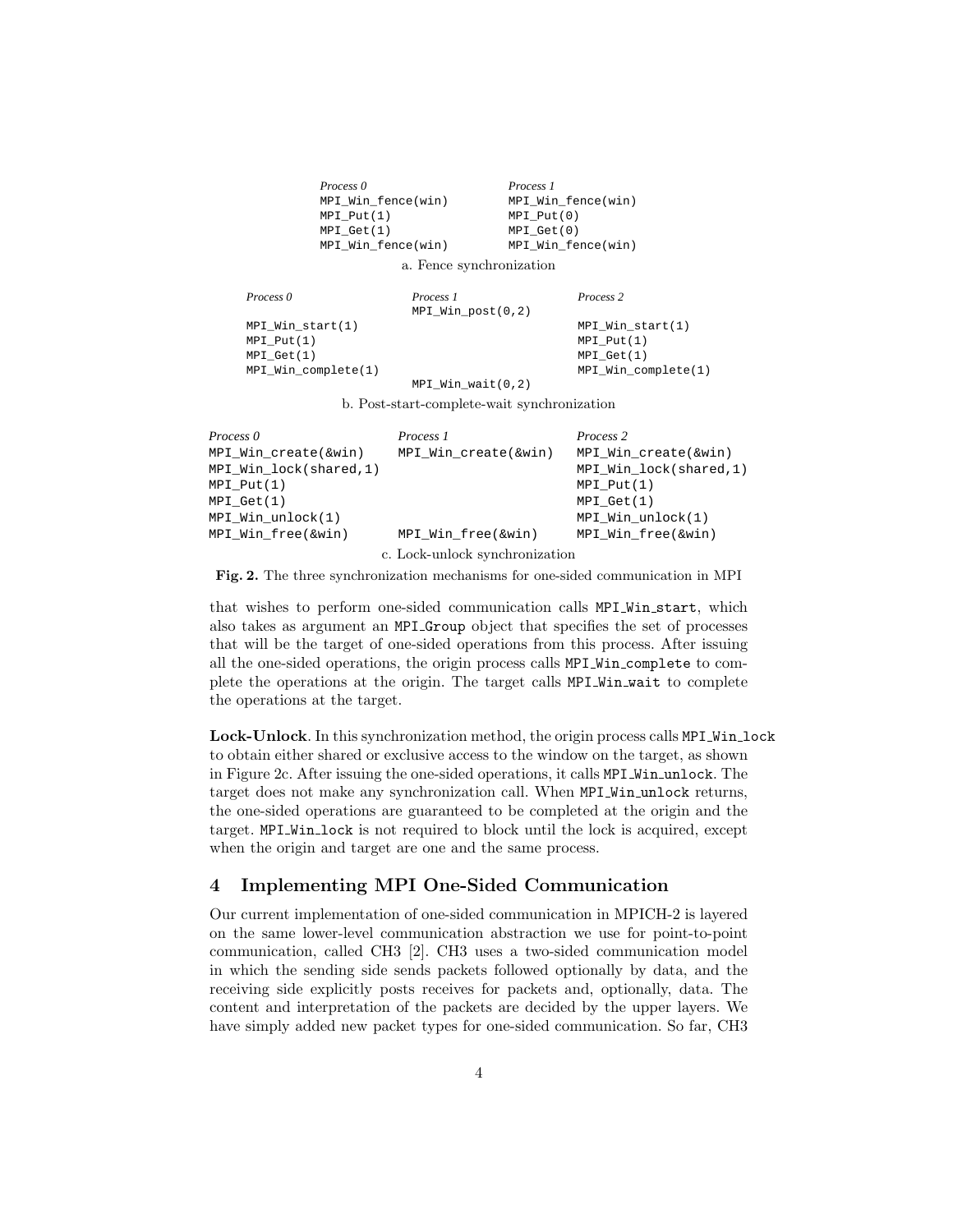```
Process 0                  Process 1
MPI_Win_fence(win)         MPI_Win_fence(win)
MPI_Put(1)                 MPI_Put(0)
MPI_Get(1)                 MPI_Get(0)
MPI_Win_fence(win)         MPI_Win_fence(win)
```

a. Fence synchronization

```
Process 0              Process 1              Process 2
                       MPI_Win_post(0,2)
MPI_Win_start(1)                              MPI_Win_start(1)
MPI_Put(1)                                    MPI_Put(1)
MPI_Get(1)                                    MPI_Get(1)
MPI_Win_complete(1)                           MPI_Win_complete(1)
                       MPI_Win_wait(0,2)
```

b. Post-start-complete-wait synchronization

```
Process 0                 Process 1              Process 2
MPI_Win_create(&win)      MPI_Win_create(&win)   MPI_Win_create(&win)
MPI_Win_lock(shared,1)                           MPI_Win_lock(shared,1)
MPI_Put(1)                                       MPI_Put(1)
MPI_Get(1)                                       MPI_Get(1)
MPI_Win_unlock(1)                                MPI_Win_unlock(1)
MPI_Win_free(&win)        MPI_Win_free(&win)     MPI_Win_free(&win)
```

c. Lock-unlock synchronization

**Fig. 2.** The three synchronization mechanisms for one-sided communication in MPI

that wishes to perform one-sided communication calls `MPI_Win_start`, which also takes as argument an `MPI_Group` object that specifies the set of processes that will be the target of one-sided operations from this process. After issuing all the one-sided operations, the origin process calls `MPI_Win_complete` to complete the operations at the origin. The target calls `MPI_Win_wait` to complete the operations at the target.

**Lock-Unlock**. In this synchronization method, the origin process calls `MPI_Win_lock` to obtain either shared or exclusive access to the window on the target, as shown in Figure 2c. After issuing the one-sided operations, it calls `MPI_Win_unlock`. The target does not make any synchronization call. When `MPI_Win_unlock` returns, the one-sided operations are guaranteed to be completed at the origin and the target. `MPI_Win_lock` is not required to block until the lock is acquired, except when the origin and target are one and the same process.

## 4 Implementing MPI One-Sided Communication

Our current implementation of one-sided communication in MPICH-2 is layered on the same lower-level communication abstraction we use for point-to-point communication, called CH3 [2]. CH3 uses a two-sided communication model in which the sending side sends packets followed optionally by data, and the receiving side explicitly posts receives for packets and, optionally, data. The content and interpretation of the packets are decided by the upper layers. We have simply added new packet types for one-sided communication. So far, CH3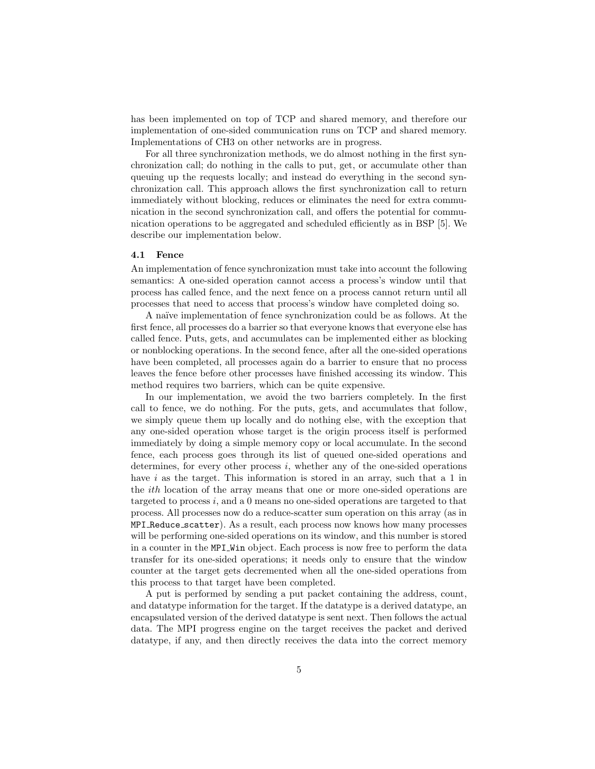has been implemented on top of TCP and shared memory, and therefore our implementation of one-sided communication runs on TCP and shared memory. Implementations of CH3 on other networks are in progress.

For all three synchronization methods, we do almost nothing in the first synchronization call; do nothing in the calls to put, get, or accumulate other than queuing up the requests locally; and instead do everything in the second synchronization call. This approach allows the first synchronization call to return immediately without blocking, reduces or eliminates the need for extra communication in the second synchronization call, and offers the potential for communication operations to be aggregated and scheduled efficiently as in BSP [5]. We describe our implementation below.

### 4.1 Fence

An implementation of fence synchronization must take into account the following semantics: A one-sided operation cannot access a process's window until that process has called fence, and the next fence on a process cannot return until all processes that need to access that process's window have completed doing so.

A naïve implementation of fence synchronization could be as follows. At the first fence, all processes do a barrier so that everyone knows that everyone else has called fence. Puts, gets, and accumulates can be implemented either as blocking or nonblocking operations. In the second fence, after all the one-sided operations have been completed, all processes again do a barrier to ensure that no process leaves the fence before other processes have finished accessing its window. This method requires two barriers, which can be quite expensive.

In our implementation, we avoid the two barriers completely. In the first call to fence, we do nothing. For the puts, gets, and accumulates that follow, we simply queue them up locally and do nothing else, with the exception that any one-sided operation whose target is the origin process itself is performed immediately by doing a simple memory copy or local accumulate. In the second fence, each process goes through its list of queued one-sided operations and determines, for every other process $i$, whether any of the one-sided operations have $i$ as the target. This information is stored in an array, such that a 1 in the *ith* location of the array means that one or more one-sided operations are targeted to process $i$, and a 0 means no one-sided operations are targeted to that process. All processes now do a reduce-scatter sum operation on this array (as in `MPI_Reduce_scatter`). As a result, each process now knows how many processes will be performing one-sided operations on its window, and this number is stored in a counter in the `MPI_Win` object. Each process is now free to perform the data transfer for its one-sided operations; it needs only to ensure that the window counter at the target gets decremented when all the one-sided operations from this process to that target have been completed.

A put is performed by sending a put packet containing the address, count, and datatype information for the target. If the datatype is a derived datatype, an encapsulated version of the derived datatype is sent next. Then follows the actual data. The MPI progress engine on the target receives the packet and derived datatype, if any, and then directly receives the data into the correct memory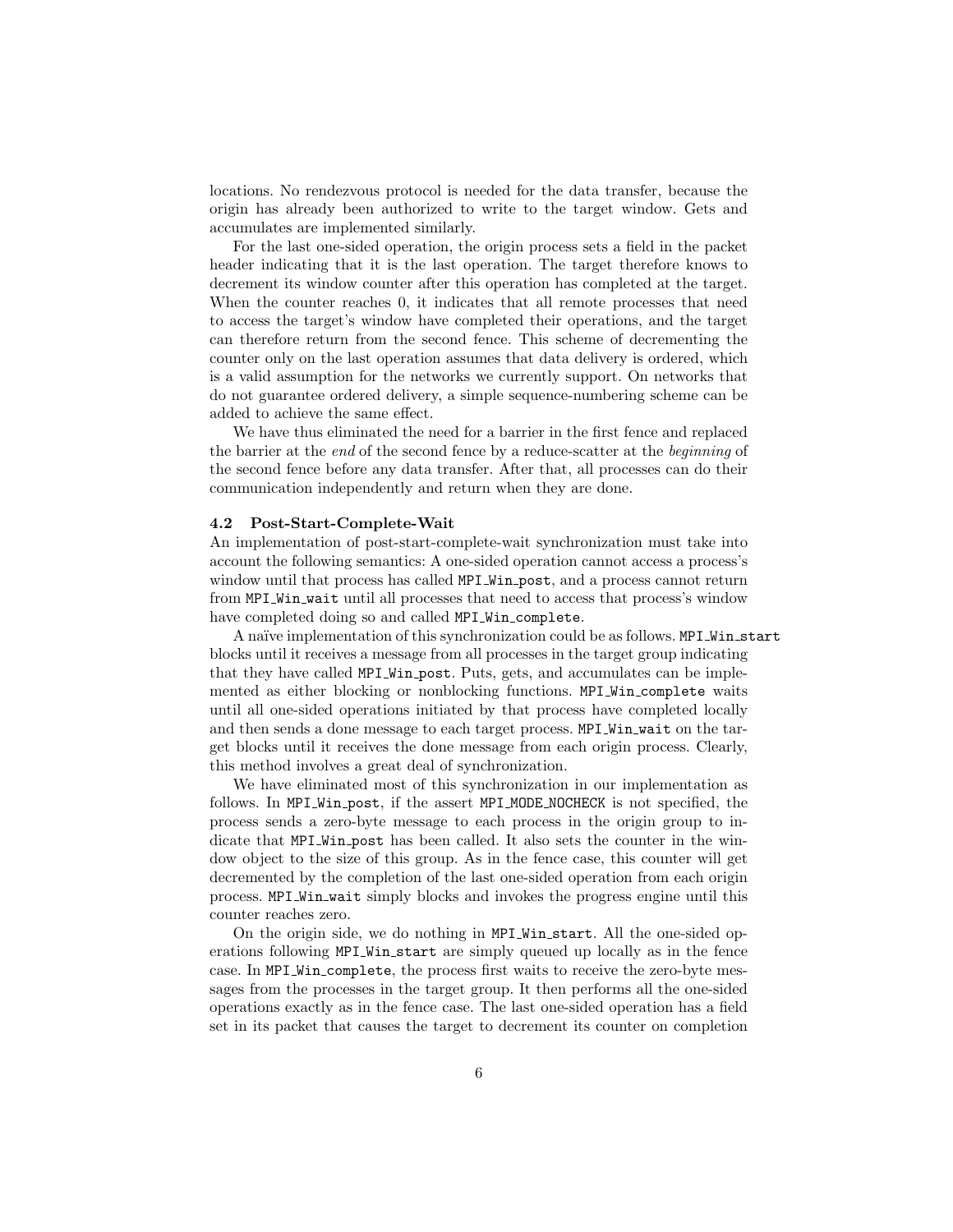locations. No rendezvous protocol is needed for the data transfer, because the origin has already been authorized to write to the target window. Gets and accumulates are implemented similarly.

For the last one-sided operation, the origin process sets a field in the packet header indicating that it is the last operation. The target therefore knows to decrement its window counter after this operation has completed at the target. When the counter reaches 0, it indicates that all remote processes that need to access the target's window have completed their operations, and the target can therefore return from the second fence. This scheme of decrementing the counter only on the last operation assumes that data delivery is ordered, which is a valid assumption for the networks we currently support. On networks that do not guarantee ordered delivery, a simple sequence-numbering scheme can be added to achieve the same effect.

We have thus eliminated the need for a barrier in the first fence and replaced the barrier at the *end* of the second fence by a reduce-scatter at the *beginning* of the second fence before any data transfer. After that, all processes can do their communication independently and return when they are done.

### 4.2 Post-Start-Complete-Wait

An implementation of post-start-complete-wait synchronization must take into account the following semantics: A one-sided operation cannot access a process's window until that process has called `MPI_Win_post`, and a process cannot return from `MPI_Win_wait` until all processes that need to access that process's window have completed doing so and called `MPI_Win_complete`.

A naïve implementation of this synchronization could be as follows. `MPI_Win_start` blocks until it receives a message from all processes in the target group indicating that they have called `MPI_Win_post`. Puts, gets, and accumulates can be implemented as either blocking or nonblocking functions. `MPI_Win_complete` waits until all one-sided operations initiated by that process have completed locally and then sends a done message to each target process. `MPI_Win_wait` on the target blocks until it receives the done message from each origin process. Clearly, this method involves a great deal of synchronization.

We have eliminated most of this synchronization in our implementation as follows. In `MPI_Win_post`, if the assert `MPI_MODE_NOCHECK` is not specified, the process sends a zero-byte message to each process in the origin group to indicate that `MPI_Win_post` has been called. It also sets the counter in the window object to the size of this group. As in the fence case, this counter will get decremented by the completion of the last one-sided operation from each origin process. `MPI_Win_wait` simply blocks and invokes the progress engine until this counter reaches zero.

On the origin side, we do nothing in `MPI_Win_start`. All the one-sided operations following `MPI_Win_start` are simply queued up locally as in the fence case. In `MPI_Win_complete`, the process first waits to receive the zero-byte messages from the processes in the target group. It then performs all the one-sided operations exactly as in the fence case. The last one-sided operation has a field set in its packet that causes the target to decrement its counter on completion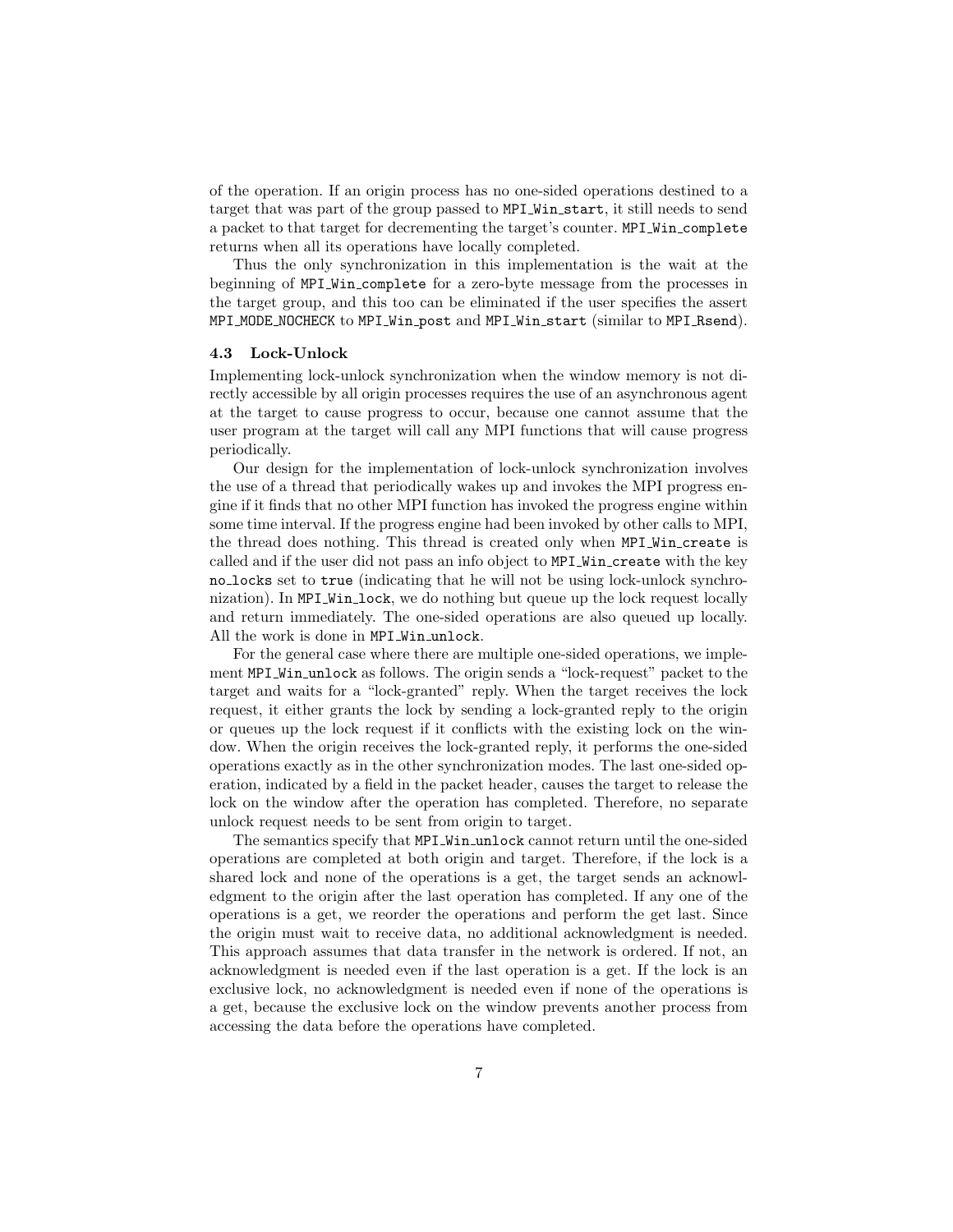of the operation. If an origin process has no one-sided operations destined to a target that was part of the group passed to `MPI_Win_start`, it still needs to send a packet to that target for decrementing the target's counter. `MPI_Win_complete` returns when all its operations have locally completed.

Thus the only synchronization in this implementation is the wait at the beginning of `MPI_Win_complete` for a zero-byte message from the processes in the target group, and this too can be eliminated if the user specifies the assert `MPI_MODE_NOCHECK` to `MPI_Win_post` and `MPI_Win_start` (similar to `MPI_Rsend`).

### 4.3 Lock-Unlock

Implementing lock-unlock synchronization when the window memory is not directly accessible by all origin processes requires the use of an asynchronous agent at the target to cause progress to occur, because one cannot assume that the user program at the target will call any MPI functions that will cause progress periodically.

Our design for the implementation of lock-unlock synchronization involves the use of a thread that periodically wakes up and invokes the MPI progress engine if it finds that no other MPI function has invoked the progress engine within some time interval. If the progress engine had been invoked by other calls to MPI, the thread does nothing. This thread is created only when `MPI_Win_create` is called and if the user did not pass an info object to `MPI_Win_create` with the key `no_locks` set to `true` (indicating that he will not be using lock-unlock synchronization). In `MPI_Win_lock`, we do nothing but queue up the lock request locally and return immediately. The one-sided operations are also queued up locally. All the work is done in `MPI_Win_unlock`.

For the general case where there are multiple one-sided operations, we implement `MPI_Win_unlock` as follows. The origin sends a "lock-request" packet to the target and waits for a "lock-granted" reply. When the target receives the lock request, it either grants the lock by sending a lock-granted reply to the origin or queues up the lock request if it conflicts with the existing lock on the window. When the origin receives the lock-granted reply, it performs the one-sided operations exactly as in the other synchronization modes. The last one-sided operation, indicated by a field in the packet header, causes the target to release the lock on the window after the operation has completed. Therefore, no separate unlock request needs to be sent from origin to target.

The semantics specify that `MPI_Win_unlock` cannot return until the one-sided operations are completed at both origin and target. Therefore, if the lock is a shared lock and none of the operations is a get, the target sends an acknowledgment to the origin after the last operation has completed. If any one of the operations is a get, we reorder the operations and perform the get last. Since the origin must wait to receive data, no additional acknowledgment is needed. This approach assumes that data transfer in the network is ordered. If not, an acknowledgment is needed even if the last operation is a get. If the lock is an exclusive lock, no acknowledgment is needed even if none of the operations is a get, because the exclusive lock on the window prevents another process from accessing the data before the operations have completed.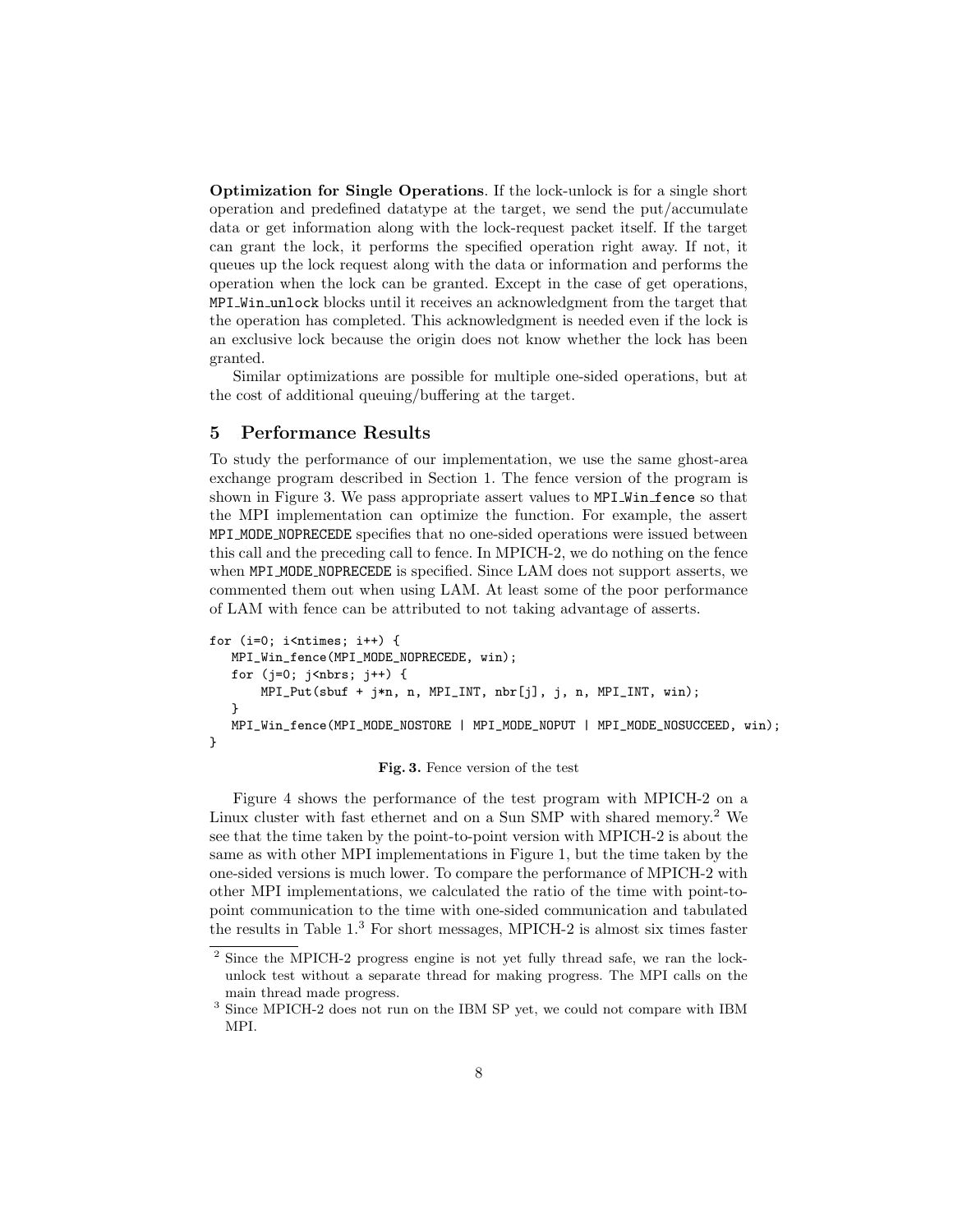**Optimization for Single Operations**. If the lock-unlock is for a single short operation and predefined datatype at the target, we send the put/accumulate data or get information along with the lock-request packet itself. If the target can grant the lock, it performs the specified operation right away. If not, it queues up the lock request along with the data or information and performs the operation when the lock can be granted. Except in the case of get operations, `MPI_Win_unlock` blocks until it receives an acknowledgment from the target that the operation has completed. This acknowledgment is needed even if the lock is an exclusive lock because the origin does not know whether the lock has been granted.

Similar optimizations are possible for multiple one-sided operations, but at the cost of additional queuing/buffering at the target.

## 5 Performance Results

To study the performance of our implementation, we use the same ghost-area exchange program described in Section 1. The fence version of the program is shown in Figure 3. We pass appropriate assert values to `MPI_Win_fence` so that the MPI implementation can optimize the function. For example, the assert `MPI_MODE_NOPRECEDE` specifies that no one-sided operations were issued between this call and the preceding call to fence. In MPICH-2, we do nothing on the fence when `MPI_MODE_NOPRECEDE` is specified. Since LAM does not support asserts, we commented them out when using LAM. At least some of the poor performance of LAM with fence can be attributed to not taking advantage of asserts.

```
for (i=0; i<ntimes; i++) {
   MPI_Win_fence(MPI_MODE_NOPRECEDE, win);
   for (j=0; j<nbrs; j++) {
       MPI_Put(sbuf + j*n, n, MPI_INT, nbr[j], j, n, MPI_INT, win);
   }
   MPI_Win_fence(MPI_MODE_NOSTORE | MPI_MODE_NOPUT | MPI_MODE_NOSUCCEED, win);
}
```

**Fig. 3.** Fence version of the test

Figure 4 shows the performance of the test program with MPICH-2 on a Linux cluster with fast ethernet and on a Sun SMP with shared memory.[2] We see that the time taken by the point-to-point version with MPICH-2 is about the same as with other MPI implementations in Figure 1, but the time taken by the one-sided versions is much lower. To compare the performance of MPICH-2 with other MPI implementations, we calculated the ratio of the time with point-to-point communication to the time with one-sided communication and tabulated the results in Table 1.[3] For short messages, MPICH-2 is almost six times faster

[2] Since the MPICH-2 progress engine is not yet fully thread safe, we ran the lock-unlock test without a separate thread for making progress. The MPI calls on the main thread made progress.

[3] Since MPICH-2 does not run on the IBM SP yet, we could not compare with IBM MPI.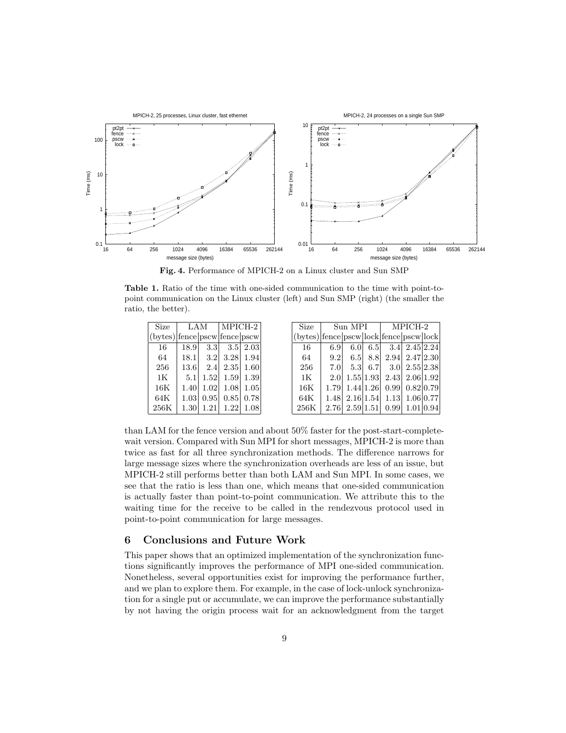**Fig. 4.** Performance of MPICH-2 on a Linux cluster and Sun SMP

**Table 1.** Ratio of the time with one-sided communication to the time with point-to-point communication on the Linux cluster (left) and Sun SMP (right) (the smaller the ratio, the better).

| Size | LAM | | MPICH-2 | |
|---|---|---|---|---|
| (bytes) | fence | pscw | fence | pscw |
| 16 | 18.9 | 3.3 | 3.5 | 2.03 |
| 64 | 18.1 | 3.2 | 3.28 | 1.94 |
| 256 | 13.6 | 2.4 | 2.35 | 1.60 |
| 1K | 5.1 | 1.52 | 1.59 | 1.39 |
| 16K | 1.40 | 1.02 | 1.08 | 1.05 |
| 64K | 1.03 | 0.95 | 0.85 | 0.78 |
| 256K | 1.30 | 1.21 | 1.22 | 1.08 |

| Size | Sun MPI | | | MPICH-2 | | |
|---|---|---|---|---|---|---|
| (bytes) | fence | pscw | lock | fence | pscw | lock |
| 16 | 6.9 | 6.0 | 6.5 | 3.4 | 2.45 | 2.24 |
| 64 | 9.2 | 6.5 | 8.8 | 2.94 | 2.47 | 2.30 |
| 256 | 7.0 | 5.3 | 6.7 | 3.0 | 2.55 | 2.38 |
| 1K | 2.0 | 1.55 | 1.93 | 2.43 | 2.06 | 1.92 |
| 16K | 1.79 | 1.44 | 1.26 | 0.99 | 0.82 | 0.79 |
| 64K | 1.48 | 2.16 | 1.54 | 1.13 | 1.06 | 0.77 |
| 256K | 2.76 | 2.59 | 1.51 | 0.99 | 1.01 | 0.94 |

than LAM for the fence version and about 50% faster for the post-start-complete-wait version. Compared with Sun MPI for short messages, MPICH-2 is more than twice as fast for all three synchronization methods. The difference narrows for large message sizes where the synchronization overheads are less of an issue, but MPICH-2 still performs better than both LAM and Sun MPI. In some cases, we see that the ratio is less than one, which means that one-sided communication is actually faster than point-to-point communication. We attribute this to the waiting time for the receive to be called in the rendezvous protocol used in point-to-point communication for large messages.

## 6 Conclusions and Future Work

This paper shows that an optimized implementation of the synchronization functions significantly improves the performance of MPI one-sided communication. Nonetheless, several opportunities exist for improving the performance further, and we plan to explore them. For example, in the case of lock-unlock synchronization for a single put or accumulate, we can improve the performance substantially by not having the origin process wait for an acknowledgment from the target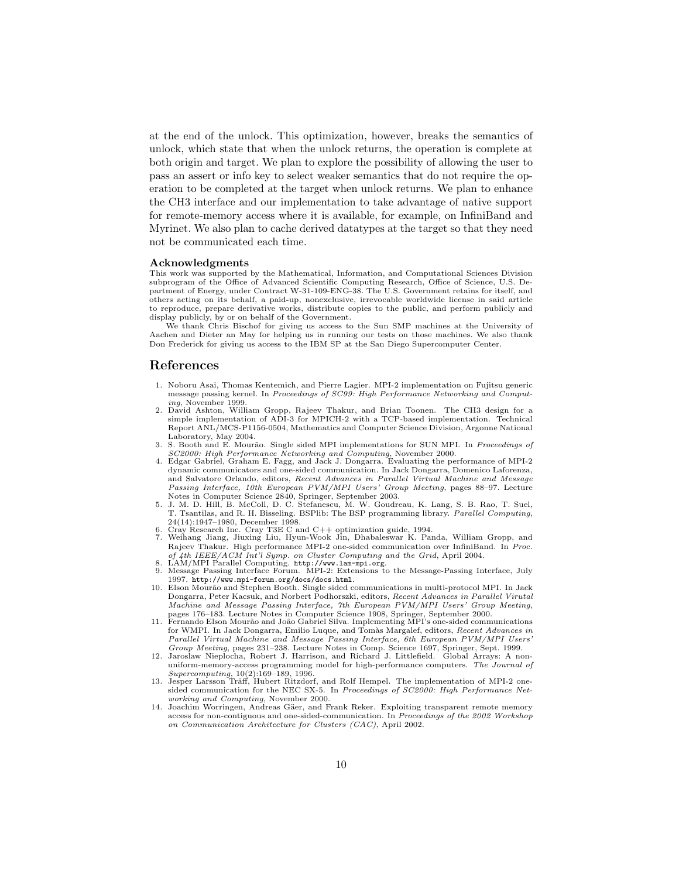at the end of the unlock. This optimization, however, breaks the semantics of unlock, which state that when the unlock returns, the operation is complete at both origin and target. We plan to explore the possibility of allowing the user to pass an assert or info key to select weaker semantics that do not require the operation to be completed at the target when unlock returns. We plan to enhance the CH3 interface and our implementation to take advantage of native support for remote-memory access where it is available, for example, on InfiniBand and Myrinet. We also plan to cache derived datatypes at the target so that they need not be communicated each time.

**Acknowledgments**

This work was supported by the Mathematical, Information, and Computational Sciences Division subprogram of the Office of Advanced Scientific Computing Research, Office of Science, U.S. Department of Energy, under Contract W-31-109-ENG-38. The U.S. Government retains for itself, and others acting on its behalf, a paid-up, nonexclusive, irrevocable worldwide license in said article to reproduce, prepare derivative works, distribute copies to the public, and perform publicly and display publicly, by or on behalf of the Government.

We thank Chris Bischof for giving us access to the Sun SMP machines at the University of Aachen and Dieter an May for helping us in running our tests on those machines. We also thank Don Frederick for giving us access to the IBM SP at the San Diego Supercomputer Center.

## References

1. Noboru Asai, Thomas Kentemich, and Pierre Lagier. MPI-2 implementation on Fujitsu generic message passing kernel. In *Proceedings of SC99: High Performance Networking and Computing*, November 1999.
2. David Ashton, William Gropp, Rajeev Thakur, and Brian Toonen. The CH3 design for a simple implementation of ADI-3 for MPICH-2 with a TCP-based implementation. Technical Report ANL/MCS-P1156-0504, Mathematics and Computer Science Division, Argonne National Laboratory, May 2004.
3. S. Booth and E. Mourão. Single sided MPI implementations for SUN MPI. In *Proceedings of SC2000: High Performance Networking and Computing*, November 2000.
4. Edgar Gabriel, Graham E. Fagg, and Jack J. Dongarra. Evaluating the performance of MPI-2 dynamic communicators and one-sided communication. In Jack Dongarra, Domenico Laforenza, and Salvatore Orlando, editors, *Recent Advances in Parallel Virtual Machine and Message Passing Interface, 10th European PVM/MPI Users' Group Meeting*, pages 88–97. Lecture Notes in Computer Science 2840, Springer, September 2003.
5. J. M. D. Hill, B. McColl, D. C. Stefanescu, M. W. Goudreau, K. Lang, S. B. Rao, T. Suel, T. Tsantilas, and R. H. Bisseling. BSPlib: The BSP programming library. *Parallel Computing*, 24(14):1947–1980, December 1998.
6. Cray Research Inc. Cray T3E C and C++ optimization guide, 1994.
7. Weihang Jiang, Jiuxing Liu, Hyun-Wook Jin, Dhabaleswar K. Panda, William Gropp, and Rajeev Thakur. High performance MPI-2 one-sided communication over InfiniBand. In *Proc. of 4th IEEE/ACM Int'l Symp. on Cluster Computing and the Grid*, April 2004.
8. LAM/MPI Parallel Computing. http://www.lam-mpi.org.
9. Message Passing Interface Forum. MPI-2: Extensions to the Message-Passing Interface, July 1997. http://www.mpi-forum.org/docs/docs.html.
10. Elson Mourão and Stephen Booth. Single sided communications in multi-protocol MPI. In Jack Dongarra, Peter Kacsuk, and Norbert Podhorszki, editors, *Recent Advances in Parallel Virutal Machine and Message Passing Interface, 7th European PVM/MPI Users' Group Meeting*, pages 176–183. Lecture Notes in Computer Science 1908, Springer, September 2000.
11. Fernando Elson Mourão and João Gabriel Silva. Implementing MPI's one-sided communications for WMPI. In Jack Dongarra, Emilio Luque, and Tomàs Margalef, editors, *Recent Advances in Parallel Virtual Machine and Message Passing Interface, 6th European PVM/MPI Users' Group Meeting*, pages 231–238. Lecture Notes in Comp. Science 1697, Springer, Sept. 1999.
12. Jaroslaw Nieplocha, Robert J. Harrison, and Richard J. Littlefield. Global Arrays: A non-uniform-memory-access programming model for high-performance computers. *The Journal of Supercomputing*, 10(2):169–189, 1996.
13. Jesper Larsson Träff, Hubert Ritzdorf, and Rolf Hempel. The implementation of MPI-2 one-sided communication for the NEC SX-5. In *Proceedings of SC2000: High Performance Networking and Computing*, November 2000.
14. Joachim Worringen, Andreas Gäer, and Frank Reker. Exploiting transparent remote memory access for non-contiguous and one-sided-communication. In *Proceedings of the 2002 Workshop on Communication Architecture for Clusters (CAC)*, April 2002.